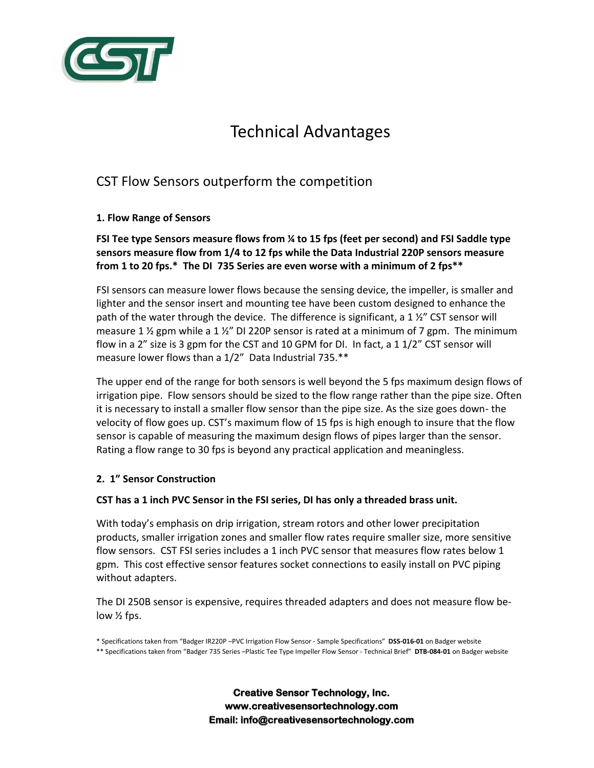# Technical Advantages

## CST Flow Sensors outperform the competition

### 1. Flow Range of Sensors

**FSI Tee type Sensors measure flows from ¼ to 15 fps (feet per second) and FSI Saddle type sensors measure flow from 1/4 to 12 fps while the Data Industrial 220P sensors measure from 1 to 20 fps.* The DI 735 Series are even worse with a minimum of 2 fps****

FSI sensors can measure lower flows because the sensing device, the impeller, is smaller and lighter and the sensor insert and mounting tee have been custom designed to enhance the path of the water through the device. The difference is significant, a 1 ½" CST sensor will measure 1 ½ gpm while a 1 ½" DI 220P sensor is rated at a minimum of 7 gpm. The minimum flow in a 2" size is 3 gpm for the CST and 10 GPM for DI. In fact, a 1 1/2" CST sensor will measure lower flows than a 1/2" Data Industrial 735.**

The upper end of the range for both sensors is well beyond the 5 fps maximum design flows of irrigation pipe. Flow sensors should be sized to the flow range rather than the pipe size. Often it is necessary to install a smaller flow sensor than the pipe size. As the size goes down- the velocity of flow goes up. CST's maximum flow of 15 fps is high enough to insure that the flow sensor is capable of measuring the maximum design flows of pipes larger than the sensor. Rating a flow range to 30 fps is beyond any practical application and meaningless.

### 2. 1" Sensor Construction

**CST has a 1 inch PVC Sensor in the FSI series, DI has only a threaded brass unit.**

With today's emphasis on drip irrigation, stream rotors and other lower precipitation products, smaller irrigation zones and smaller flow rates require smaller size, more sensitive flow sensors. CST FSI series includes a 1 inch PVC sensor that measures flow rates below 1 gpm. This cost effective sensor features socket connections to easily install on PVC piping without adapters.

The DI 250B sensor is expensive, requires threaded adapters and does not measure flow below ½ fps.

\* Specifications taken from "Badger IR220P –PVC Irrigation Flow Sensor - Sample Specifications" **DSS-016-01** on Badger website

\*\* Specifications taken from "Badger 735 Series –Plastic Tee Type Impeller Flow Sensor - Technical Brief" **DTB-084-01** on Badger website

**Creative Sensor Technology, Inc.**
**www.creativesensortechnology.com**
**Email: info@creativesensortechnology.com**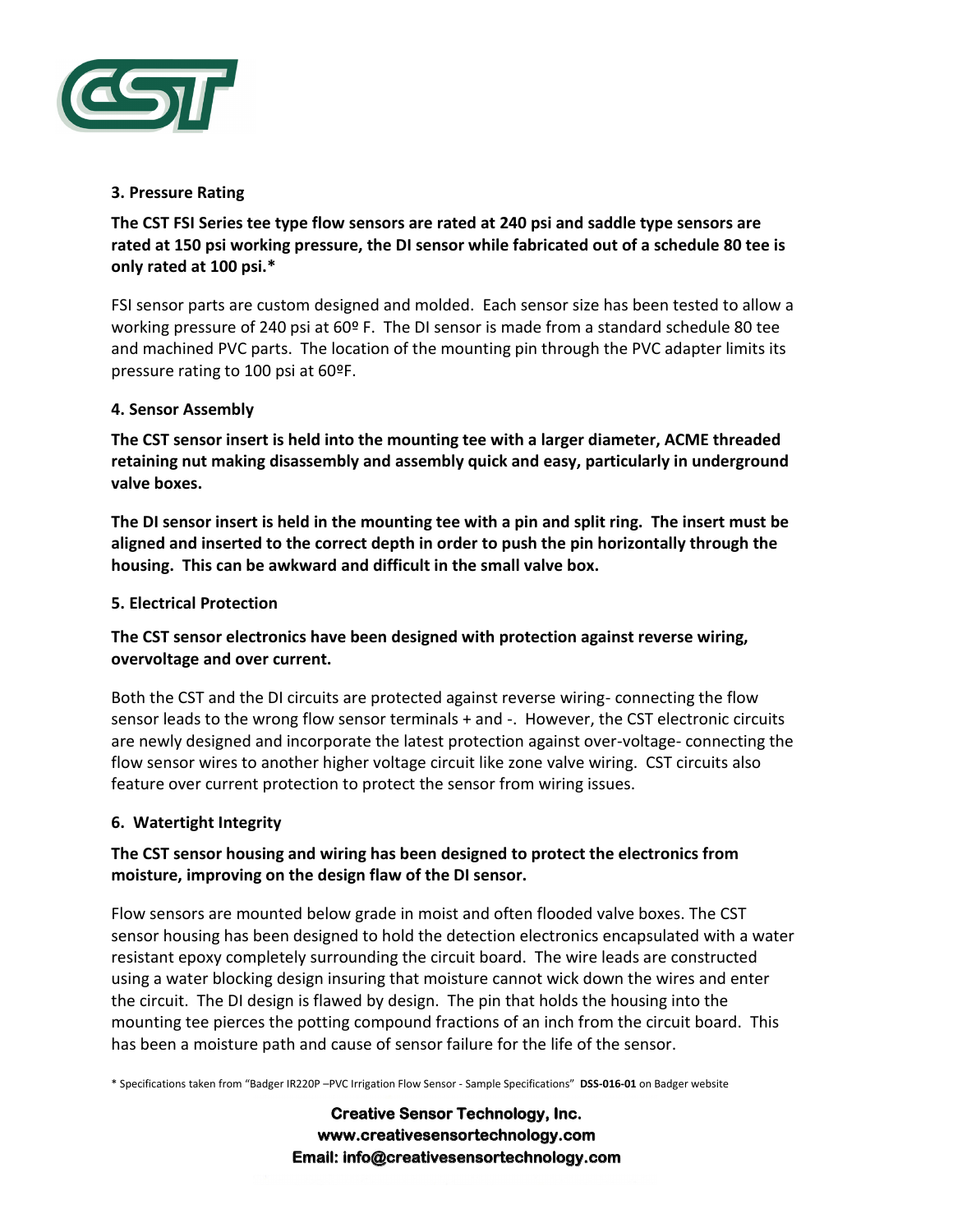### 3. Pressure Rating

**The CST FSI Series tee type flow sensors are rated at 240 psi and saddle type sensors are rated at 150 psi working pressure, the DI sensor while fabricated out of a schedule 80 tee is only rated at 100 psi.***

FSI sensor parts are custom designed and molded. Each sensor size has been tested to allow a working pressure of 240 psi at 60º F. The DI sensor is made from a standard schedule 80 tee and machined PVC parts. The location of the mounting pin through the PVC adapter limits its pressure rating to 100 psi at 60ºF.

### 4. Sensor Assembly

**The CST sensor insert is held into the mounting tee with a larger diameter, ACME threaded retaining nut making disassembly and assembly quick and easy, particularly in underground valve boxes.**

**The DI sensor insert is held in the mounting tee with a pin and split ring. The insert must be aligned and inserted to the correct depth in order to push the pin horizontally through the housing. This can be awkward and difficult in the small valve box.**

### 5. Electrical Protection

**The CST sensor electronics have been designed with protection against reverse wiring, overvoltage and over current.**

Both the CST and the DI circuits are protected against reverse wiring- connecting the flow sensor leads to the wrong flow sensor terminals + and -. However, the CST electronic circuits are newly designed and incorporate the latest protection against over-voltage- connecting the flow sensor wires to another higher voltage circuit like zone valve wiring. CST circuits also feature over current protection to protect the sensor from wiring issues.

### 6. Watertight Integrity

**The CST sensor housing and wiring has been designed to protect the electronics from moisture, improving on the design flaw of the DI sensor.**

Flow sensors are mounted below grade in moist and often flooded valve boxes. The CST sensor housing has been designed to hold the detection electronics encapsulated with a water resistant epoxy completely surrounding the circuit board. The wire leads are constructed using a water blocking design insuring that moisture cannot wick down the wires and enter the circuit. The DI design is flawed by design. The pin that holds the housing into the mounting tee pierces the potting compound fractions of an inch from the circuit board. This has been a moisture path and cause of sensor failure for the life of the sensor.

* Specifications taken from "Badger IR220P –PVC Irrigation Flow Sensor - Sample Specifications" **DSS-016-01** on Badger website

**Creative Sensor Technology, Inc.**
**www.creativesensortechnology.com**
**Email: info@creativesensortechnology.com**